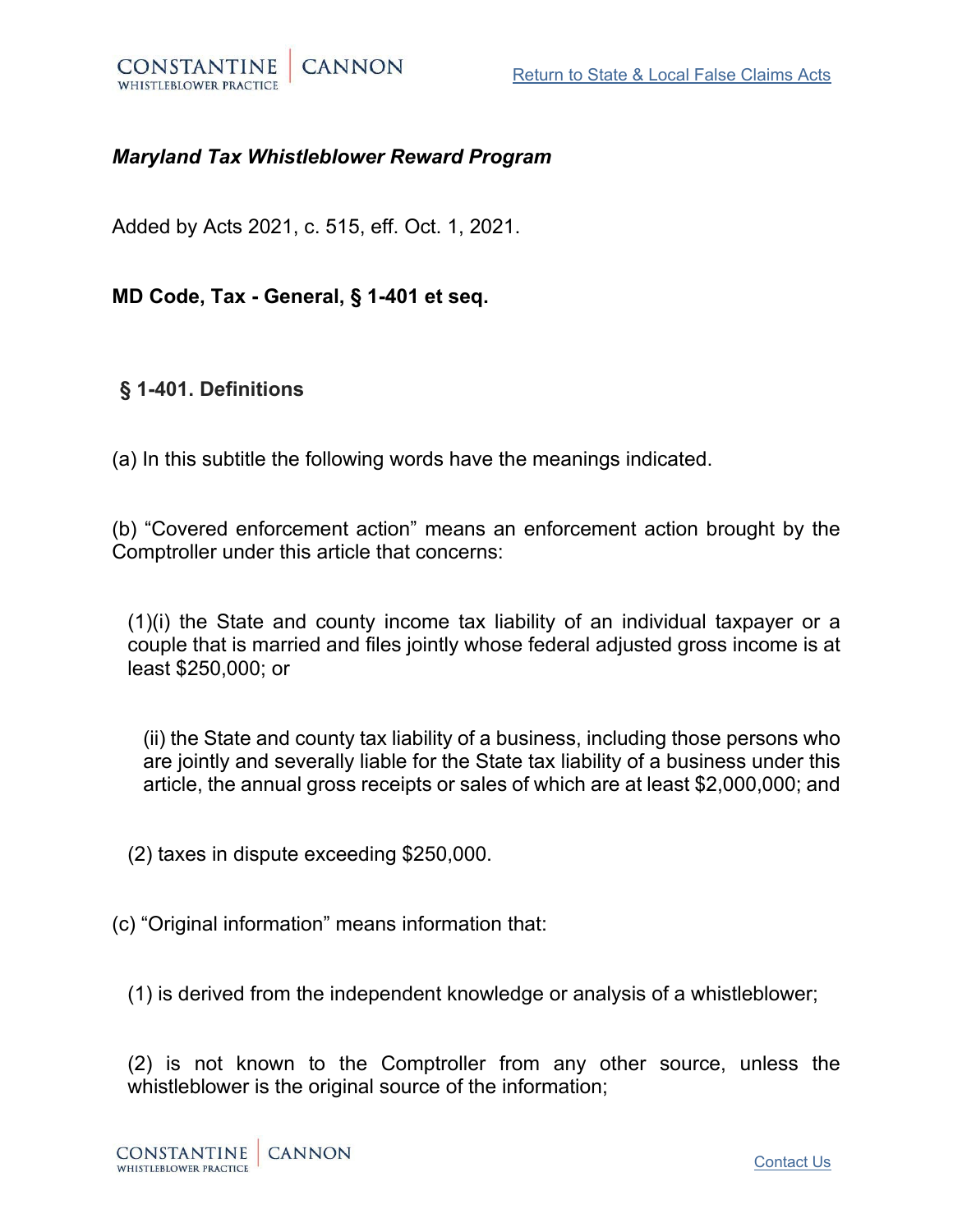*Maryland Tax Whistleblower Reward Program*

Added by Acts 2021, c. 515, eff. Oct. 1, 2021.

**MD Code, Tax - General, § 1-401 et seq.**

### § 1-401. Definitions

(a) In this subtitle the following words have the meanings indicated.

(b) "Covered enforcement action" means an enforcement action brought by the Comptroller under this article that concerns:

(1)(i) the State and county income tax liability of an individual taxpayer or a couple that is married and files jointly whose federal adjusted gross income is at least $250,000; or

(ii) the State and county tax liability of a business, including those persons who are jointly and severally liable for the State tax liability of a business under this article, the annual gross receipts or sales of which are at least $2,000,000; and

(2) taxes in dispute exceeding $250,000.

(c) "Original information" means information that:

(1) is derived from the independent knowledge or analysis of a whistleblower;

(2) is not known to the Comptroller from any other source, unless the whistleblower is the original source of the information;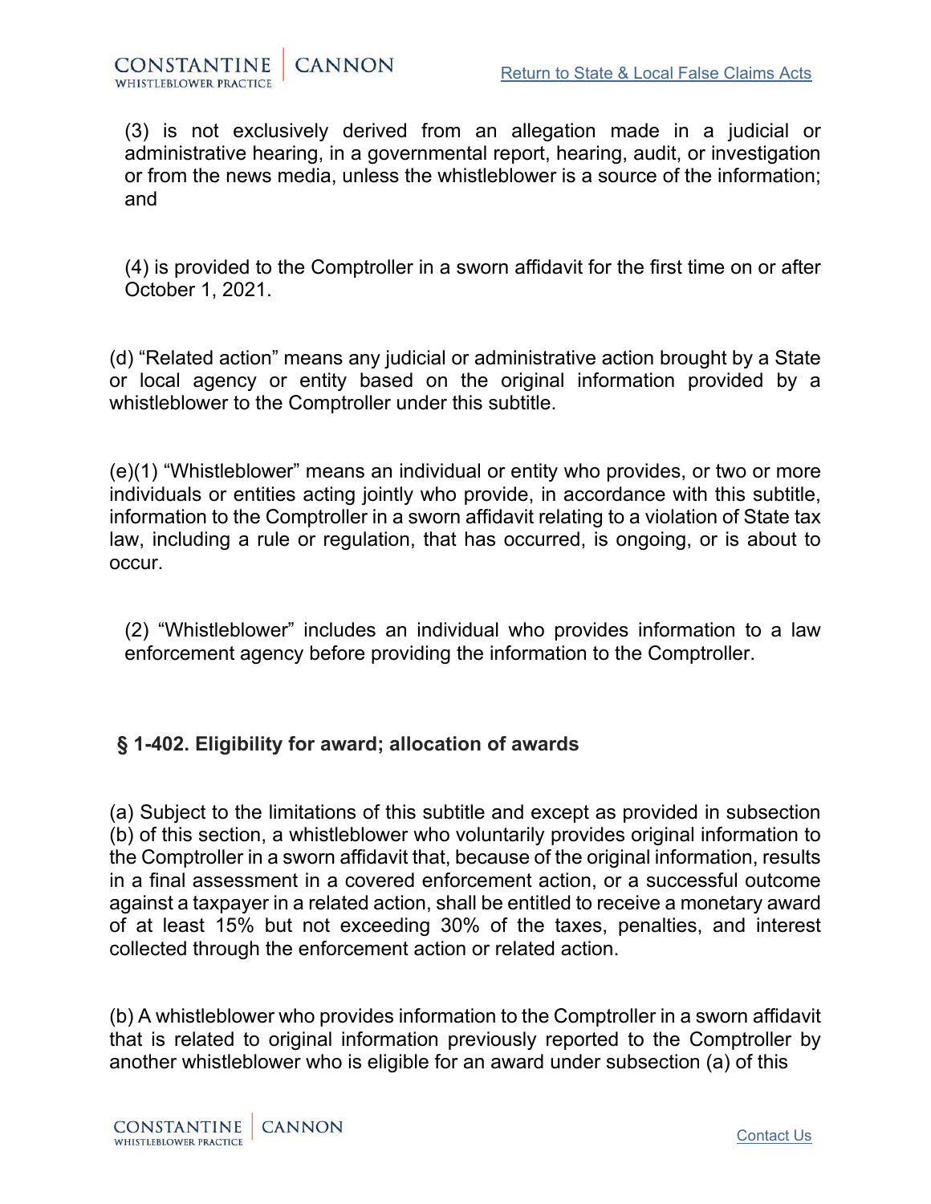(3) is not exclusively derived from an allegation made in a judicial or administrative hearing, in a governmental report, hearing, audit, or investigation or from the news media, unless the whistleblower is a source of the information; and

(4) is provided to the Comptroller in a sworn affidavit for the first time on or after October 1, 2021.

(d) "Related action" means any judicial or administrative action brought by a State or local agency or entity based on the original information provided by a whistleblower to the Comptroller under this subtitle.

(e)(1) "Whistleblower" means an individual or entity who provides, or two or more individuals or entities acting jointly who provide, in accordance with this subtitle, information to the Comptroller in a sworn affidavit relating to a violation of State tax law, including a rule or regulation, that has occurred, is ongoing, or is about to occur.

(2) "Whistleblower" includes an individual who provides information to a law enforcement agency before providing the information to the Comptroller.

### § 1-402. Eligibility for award; allocation of awards

(a) Subject to the limitations of this subtitle and except as provided in subsection (b) of this section, a whistleblower who voluntarily provides original information to the Comptroller in a sworn affidavit that, because of the original information, results in a final assessment in a covered enforcement action, or a successful outcome against a taxpayer in a related action, shall be entitled to receive a monetary award of at least 15% but not exceeding 30% of the taxes, penalties, and interest collected through the enforcement action or related action.

(b) A whistleblower who provides information to the Comptroller in a sworn affidavit that is related to original information previously reported to the Comptroller by another whistleblower who is eligible for an award under subsection (a) of this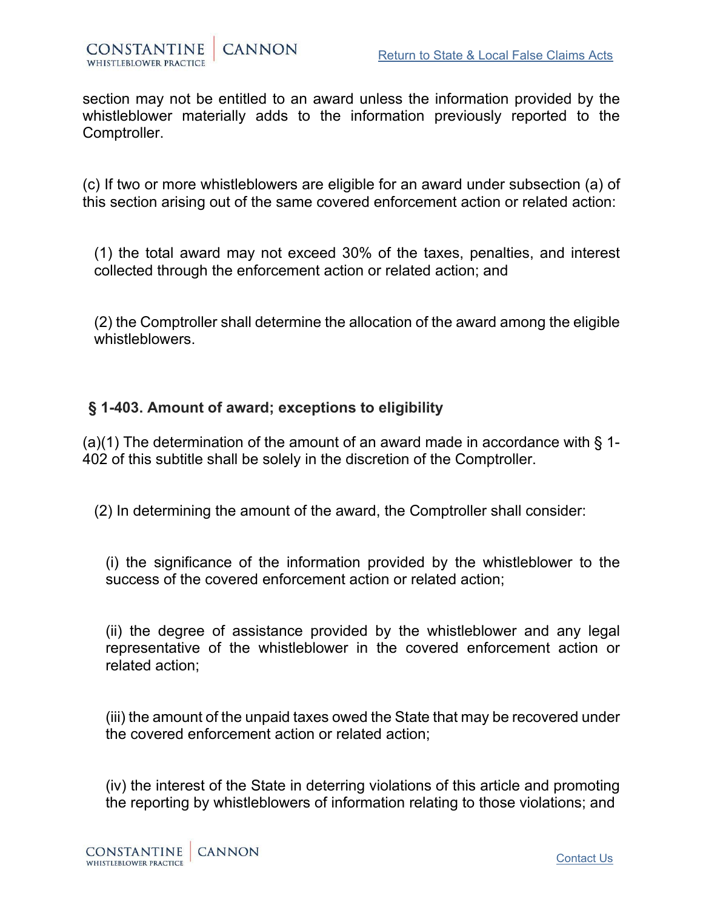section may not be entitled to an award unless the information provided by the whistleblower materially adds to the information previously reported to the Comptroller.

(c) If two or more whistleblowers are eligible for an award under subsection (a) of this section arising out of the same covered enforcement action or related action:

(1) the total award may not exceed 30% of the taxes, penalties, and interest collected through the enforcement action or related action; and

(2) the Comptroller shall determine the allocation of the award among the eligible whistleblowers.

### § 1-403. Amount of award; exceptions to eligibility

(a)(1) The determination of the amount of an award made in accordance with § 1-402 of this subtitle shall be solely in the discretion of the Comptroller.

(2) In determining the amount of the award, the Comptroller shall consider:

(i) the significance of the information provided by the whistleblower to the success of the covered enforcement action or related action;

(ii) the degree of assistance provided by the whistleblower and any legal representative of the whistleblower in the covered enforcement action or related action;

(iii) the amount of the unpaid taxes owed the State that may be recovered under the covered enforcement action or related action;

(iv) the interest of the State in deterring violations of this article and promoting the reporting by whistleblowers of information relating to those violations; and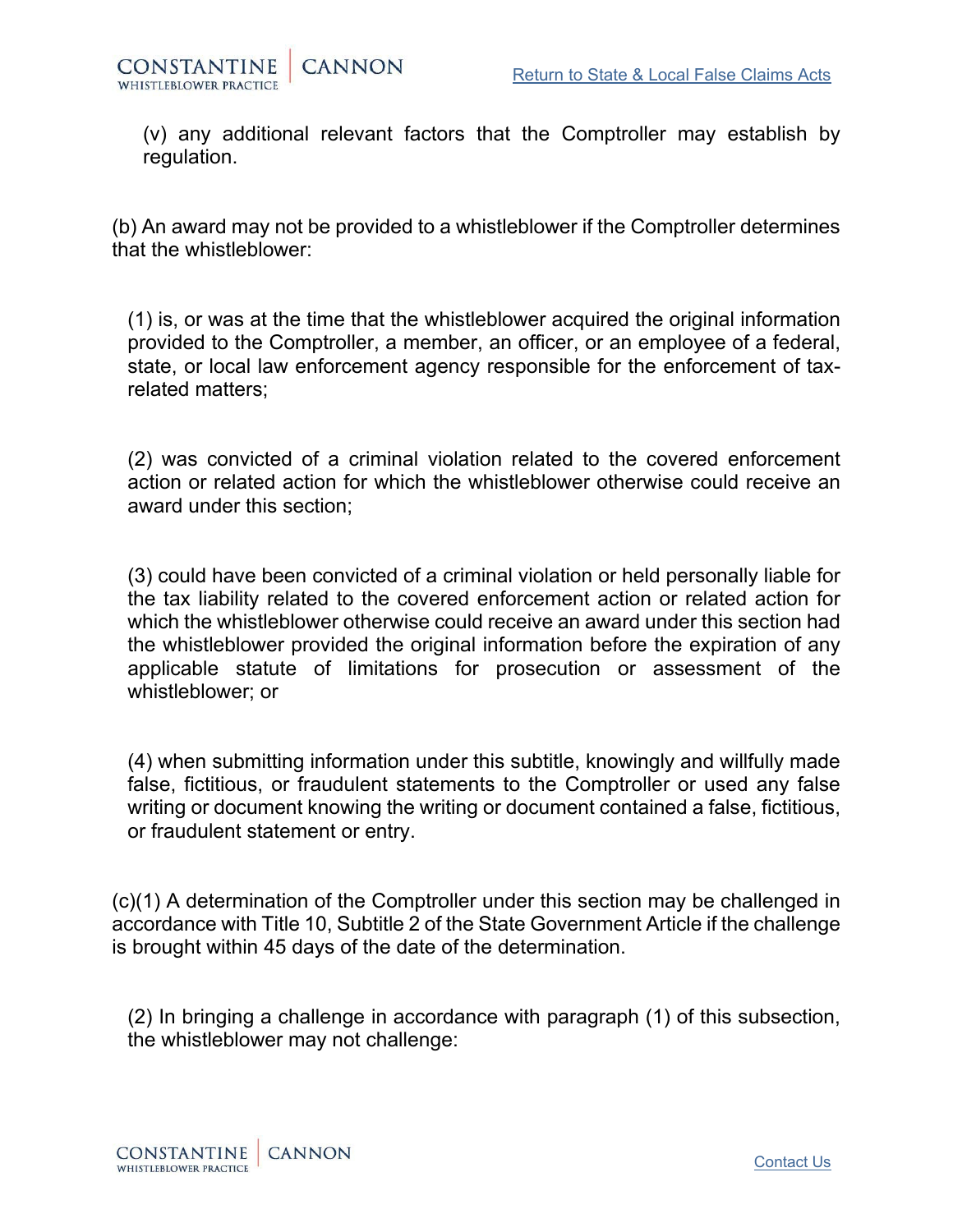(v) any additional relevant factors that the Comptroller may establish by regulation.

(b) An award may not be provided to a whistleblower if the Comptroller determines that the whistleblower:

(1) is, or was at the time that the whistleblower acquired the original information provided to the Comptroller, a member, an officer, or an employee of a federal, state, or local law enforcement agency responsible for the enforcement of tax-related matters;

(2) was convicted of a criminal violation related to the covered enforcement action or related action for which the whistleblower otherwise could receive an award under this section;

(3) could have been convicted of a criminal violation or held personally liable for the tax liability related to the covered enforcement action or related action for which the whistleblower otherwise could receive an award under this section had the whistleblower provided the original information before the expiration of any applicable statute of limitations for prosecution or assessment of the whistleblower; or

(4) when submitting information under this subtitle, knowingly and willfully made false, fictitious, or fraudulent statements to the Comptroller or used any false writing or document knowing the writing or document contained a false, fictitious, or fraudulent statement or entry.

(c)(1) A determination of the Comptroller under this section may be challenged in accordance with Title 10, Subtitle 2 of the State Government Article if the challenge is brought within 45 days of the date of the determination.

(2) In bringing a challenge in accordance with paragraph (1) of this subsection, the whistleblower may not challenge: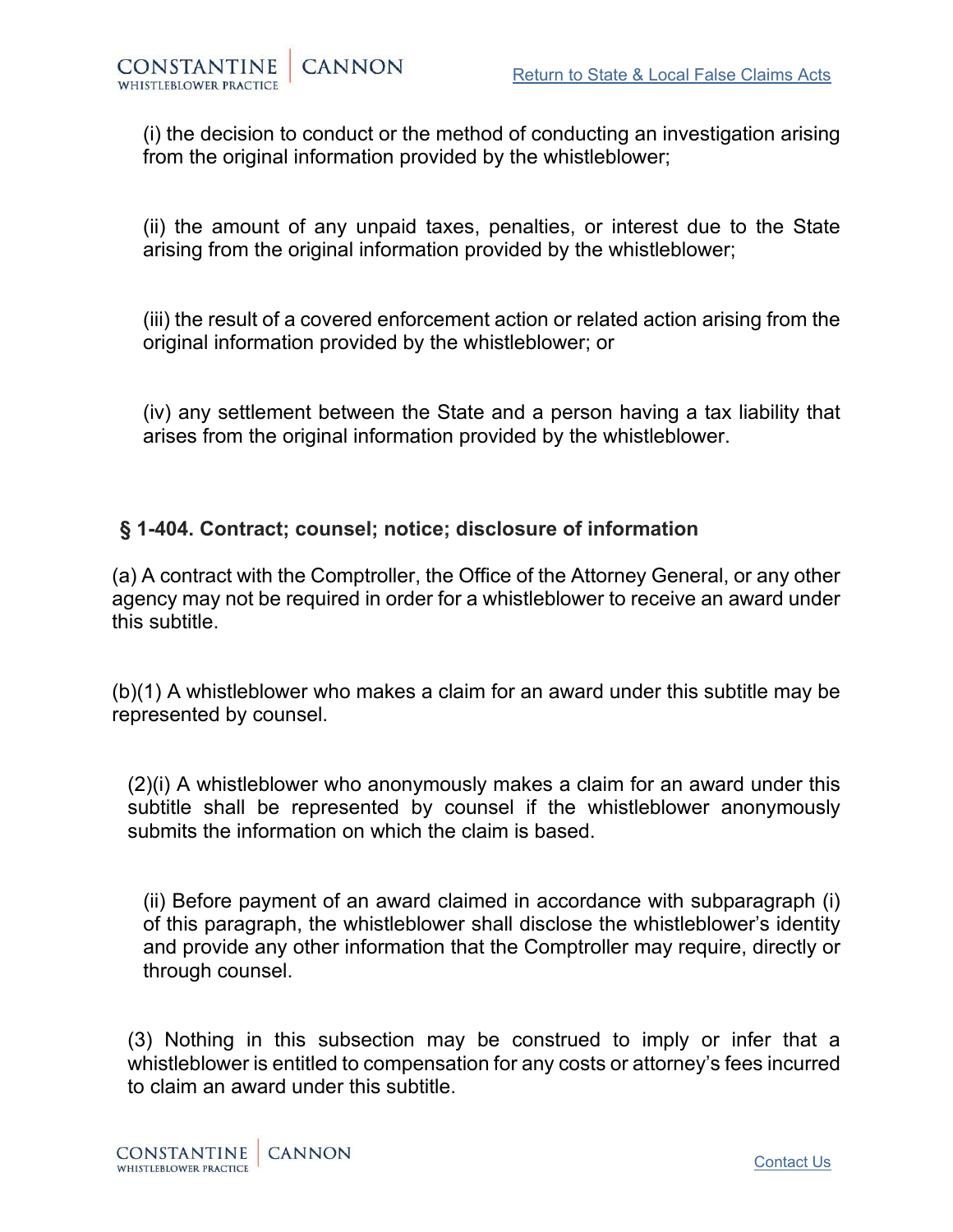(i) the decision to conduct or the method of conducting an investigation arising from the original information provided by the whistleblower;

(ii) the amount of any unpaid taxes, penalties, or interest due to the State arising from the original information provided by the whistleblower;

(iii) the result of a covered enforcement action or related action arising from the original information provided by the whistleblower; or

(iv) any settlement between the State and a person having a tax liability that arises from the original information provided by the whistleblower.

### § 1-404. Contract; counsel; notice; disclosure of information

(a) A contract with the Comptroller, the Office of the Attorney General, or any other agency may not be required in order for a whistleblower to receive an award under this subtitle.

(b)(1) A whistleblower who makes a claim for an award under this subtitle may be represented by counsel.

(2)(i) A whistleblower who anonymously makes a claim for an award under this subtitle shall be represented by counsel if the whistleblower anonymously submits the information on which the claim is based.

(ii) Before payment of an award claimed in accordance with subparagraph (i) of this paragraph, the whistleblower shall disclose the whistleblower's identity and provide any other information that the Comptroller may require, directly or through counsel.

(3) Nothing in this subsection may be construed to imply or infer that a whistleblower is entitled to compensation for any costs or attorney's fees incurred to claim an award under this subtitle.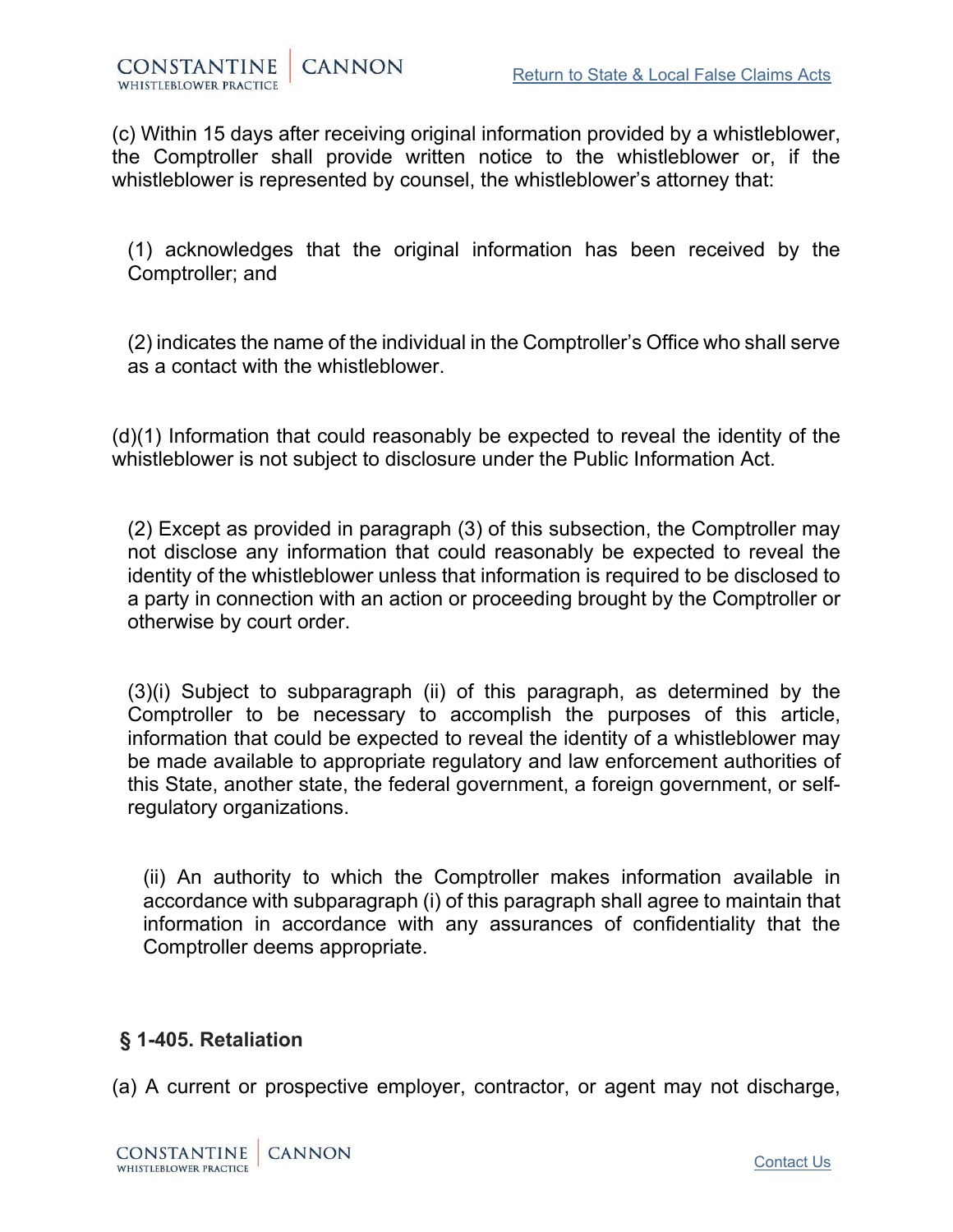(c) Within 15 days after receiving original information provided by a whistleblower, the Comptroller shall provide written notice to the whistleblower or, if the whistleblower is represented by counsel, the whistleblower's attorney that:

(1) acknowledges that the original information has been received by the Comptroller; and

(2) indicates the name of the individual in the Comptroller's Office who shall serve as a contact with the whistleblower.

(d)(1) Information that could reasonably be expected to reveal the identity of the whistleblower is not subject to disclosure under the Public Information Act.

(2) Except as provided in paragraph (3) of this subsection, the Comptroller may not disclose any information that could reasonably be expected to reveal the identity of the whistleblower unless that information is required to be disclosed to a party in connection with an action or proceeding brought by the Comptroller or otherwise by court order.

(3)(i) Subject to subparagraph (ii) of this paragraph, as determined by the Comptroller to be necessary to accomplish the purposes of this article, information that could be expected to reveal the identity of a whistleblower may be made available to appropriate regulatory and law enforcement authorities of this State, another state, the federal government, a foreign government, or self-regulatory organizations.

(ii) An authority to which the Comptroller makes information available in accordance with subparagraph (i) of this paragraph shall agree to maintain that information in accordance with any assurances of confidentiality that the Comptroller deems appropriate.

### § 1-405. Retaliation

(a) A current or prospective employer, contractor, or agent may not discharge,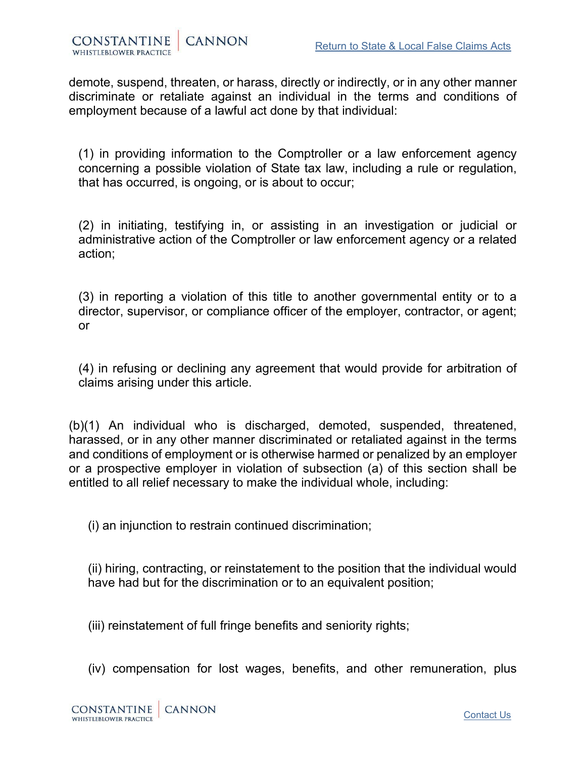demote, suspend, threaten, or harass, directly or indirectly, or in any other manner discriminate or retaliate against an individual in the terms and conditions of employment because of a lawful act done by that individual:

(1) in providing information to the Comptroller or a law enforcement agency concerning a possible violation of State tax law, including a rule or regulation, that has occurred, is ongoing, or is about to occur;

(2) in initiating, testifying in, or assisting in an investigation or judicial or administrative action of the Comptroller or law enforcement agency or a related action;

(3) in reporting a violation of this title to another governmental entity or to a director, supervisor, or compliance officer of the employer, contractor, or agent; or

(4) in refusing or declining any agreement that would provide for arbitration of claims arising under this article.

(b)(1) An individual who is discharged, demoted, suspended, threatened, harassed, or in any other manner discriminated or retaliated against in the terms and conditions of employment or is otherwise harmed or penalized by an employer or a prospective employer in violation of subsection (a) of this section shall be entitled to all relief necessary to make the individual whole, including:

(i) an injunction to restrain continued discrimination;

(ii) hiring, contracting, or reinstatement to the position that the individual would have had but for the discrimination or to an equivalent position;

(iii) reinstatement of full fringe benefits and seniority rights;

(iv) compensation for lost wages, benefits, and other remuneration, plus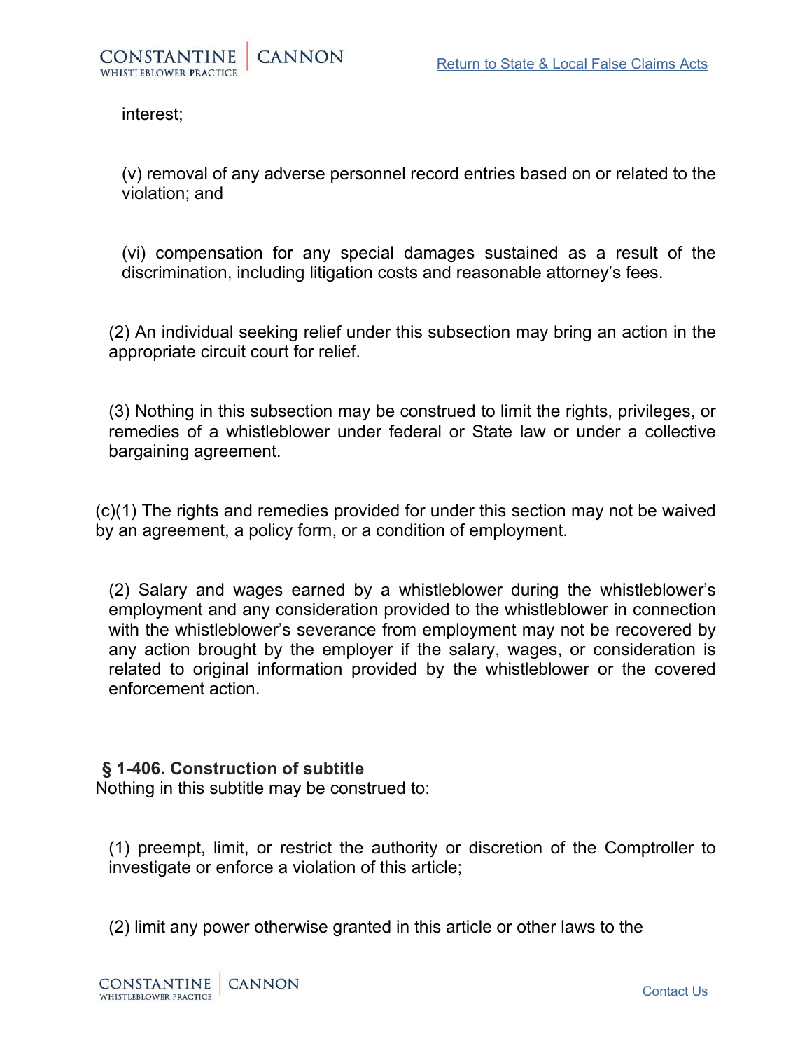interest;

(v) removal of any adverse personnel record entries based on or related to the violation; and

(vi) compensation for any special damages sustained as a result of the discrimination, including litigation costs and reasonable attorney's fees.

(2) An individual seeking relief under this subsection may bring an action in the appropriate circuit court for relief.

(3) Nothing in this subsection may be construed to limit the rights, privileges, or remedies of a whistleblower under federal or State law or under a collective bargaining agreement.

(c)(1) The rights and remedies provided for under this section may not be waived by an agreement, a policy form, or a condition of employment.

(2) Salary and wages earned by a whistleblower during the whistleblower's employment and any consideration provided to the whistleblower in connection with the whistleblower's severance from employment may not be recovered by any action brought by the employer if the salary, wages, or consideration is related to original information provided by the whistleblower or the covered enforcement action.

**§ 1-406. Construction of subtitle**

Nothing in this subtitle may be construed to:

(1) preempt, limit, or restrict the authority or discretion of the Comptroller to investigate or enforce a violation of this article;

(2) limit any power otherwise granted in this article or other laws to the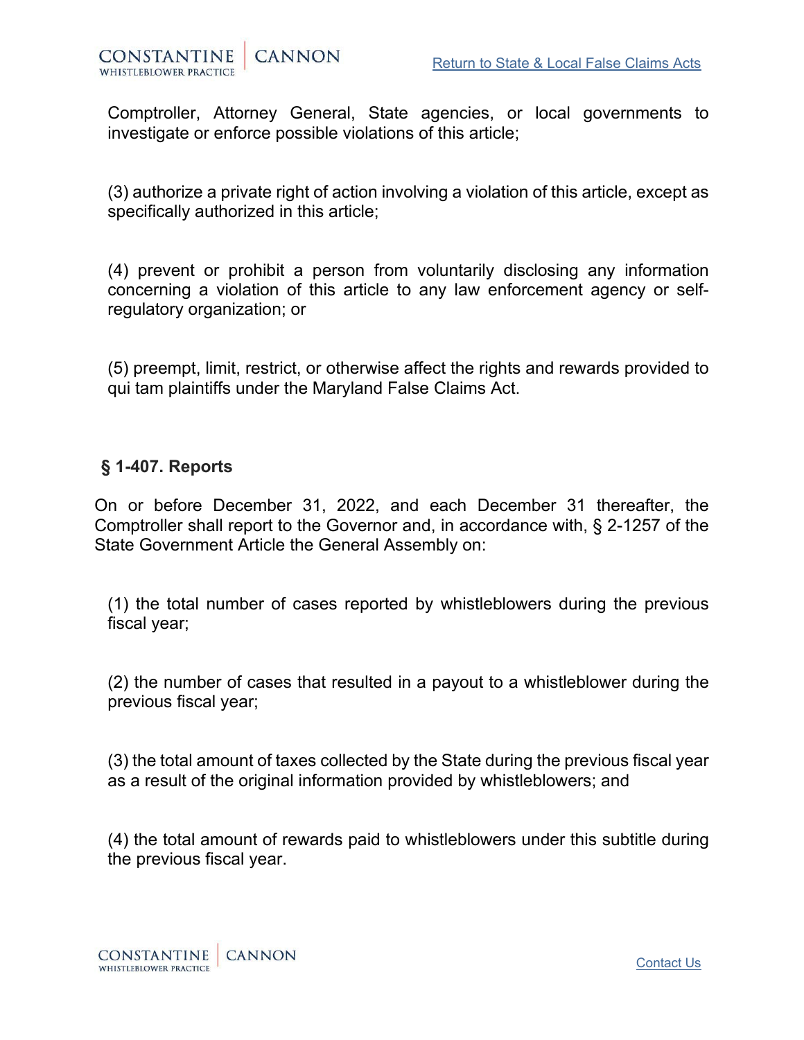Comptroller, Attorney General, State agencies, or local governments to investigate or enforce possible violations of this article;

(3) authorize a private right of action involving a violation of this article, except as specifically authorized in this article;

(4) prevent or prohibit a person from voluntarily disclosing any information concerning a violation of this article to any law enforcement agency or self-regulatory organization; or

(5) preempt, limit, restrict, or otherwise affect the rights and rewards provided to qui tam plaintiffs under the Maryland False Claims Act.

### § 1-407. Reports

On or before December 31, 2022, and each December 31 thereafter, the Comptroller shall report to the Governor and, in accordance with, § 2-1257 of the State Government Article the General Assembly on:

(1) the total number of cases reported by whistleblowers during the previous fiscal year;

(2) the number of cases that resulted in a payout to a whistleblower during the previous fiscal year;

(3) the total amount of taxes collected by the State during the previous fiscal year as a result of the original information provided by whistleblowers; and

(4) the total amount of rewards paid to whistleblowers under this subtitle during the previous fiscal year.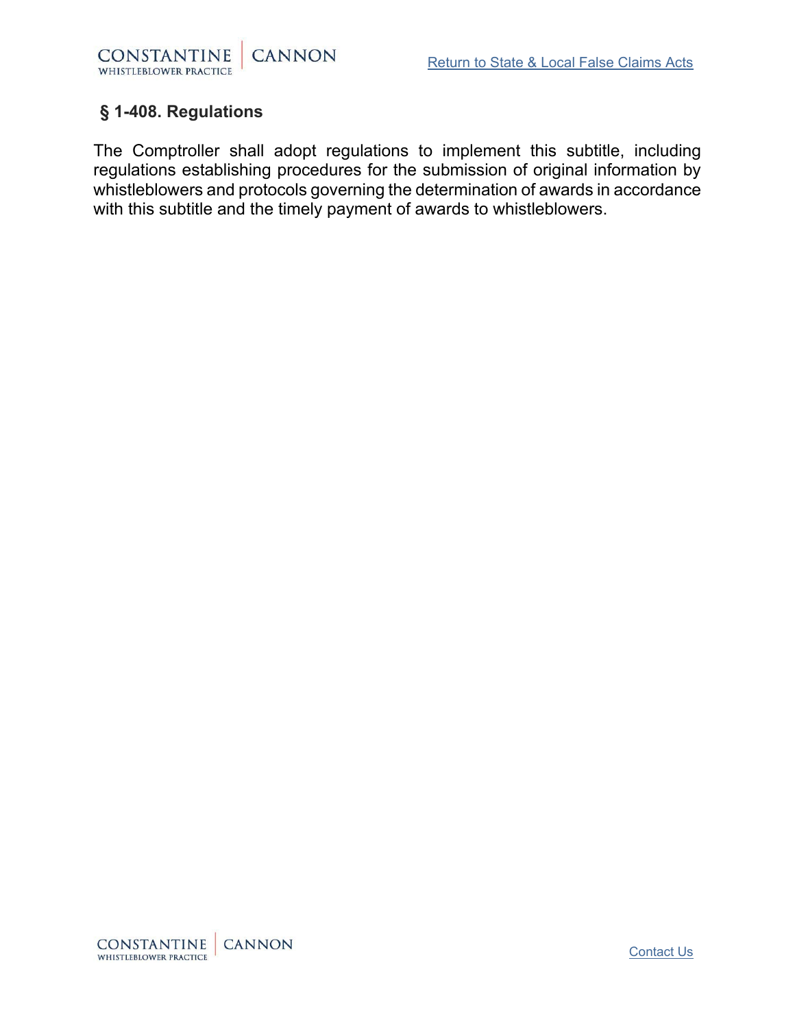## § 1-408. Regulations

The Comptroller shall adopt regulations to implement this subtitle, including regulations establishing procedures for the submission of original information by whistleblowers and protocols governing the determination of awards in accordance with this subtitle and the timely payment of awards to whistleblowers.